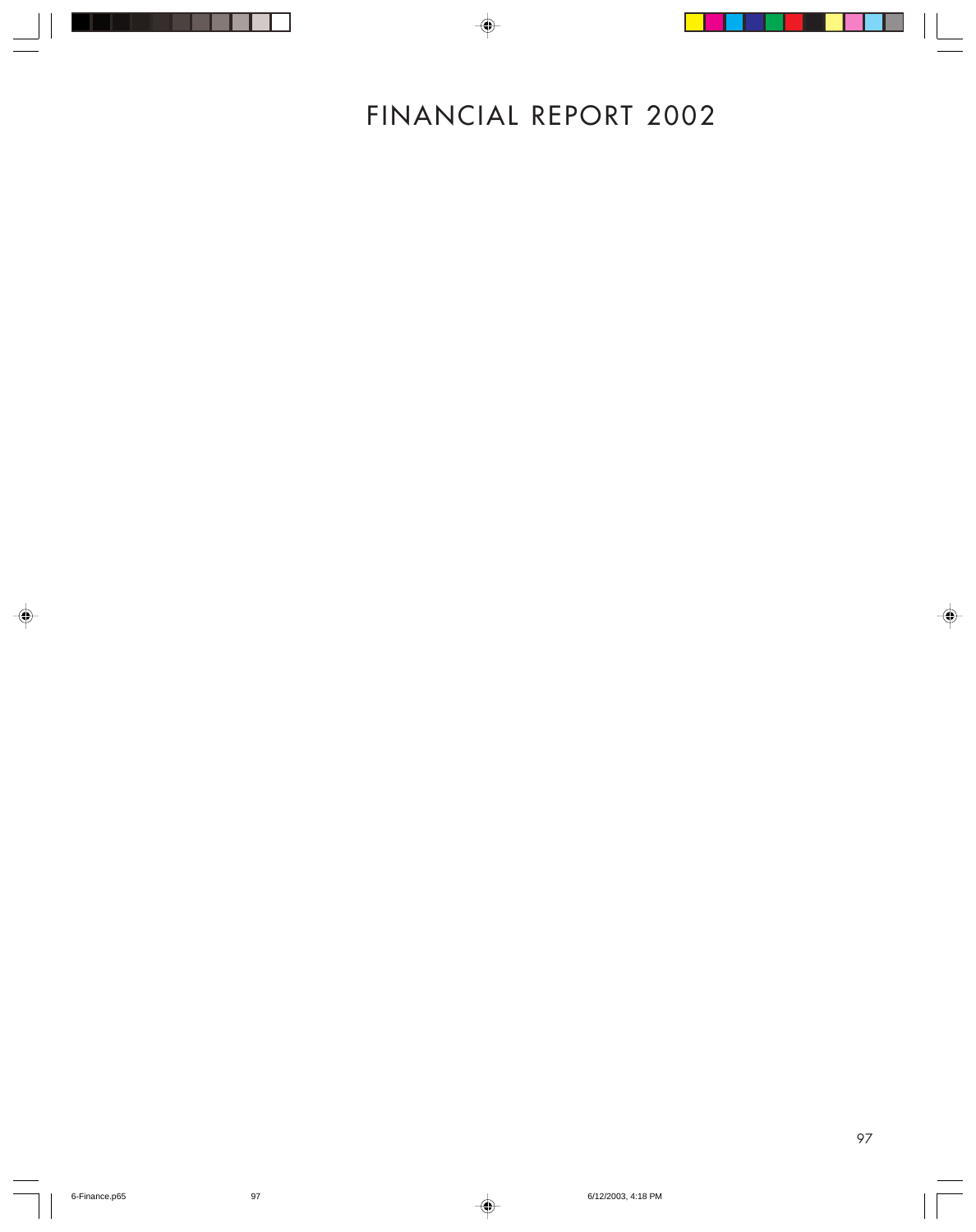# FINANCIAL REPORT 2002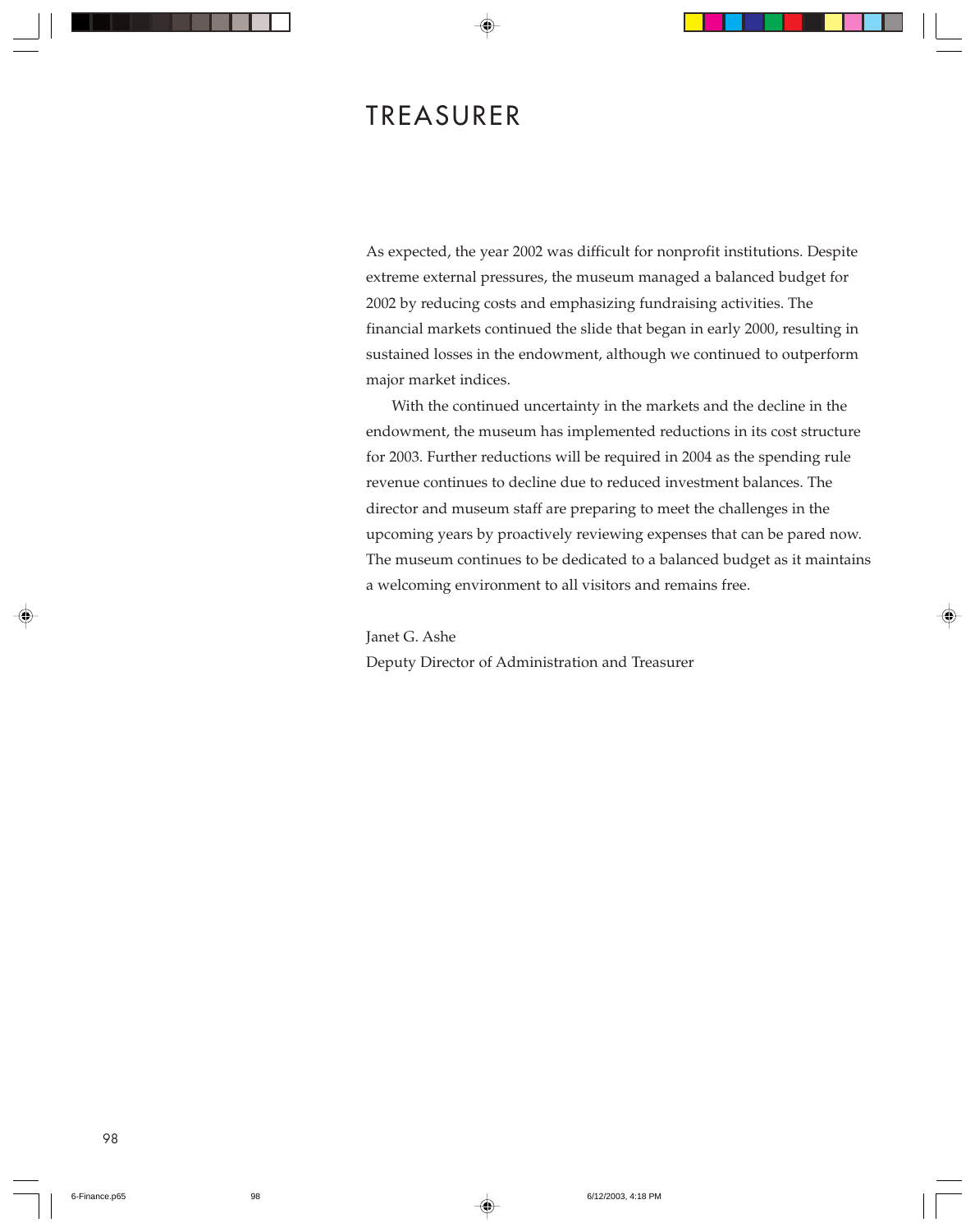# TREASURER

As expected, the year 2002 was difficult for nonprofit institutions. Despite extreme external pressures, the museum managed a balanced budget for 2002 by reducing costs and emphasizing fundraising activities. The financial markets continued the slide that began in early 2000, resulting in sustained losses in the endowment, although we continued to outperform major market indices.

With the continued uncertainty in the markets and the decline in the endowment, the museum has implemented reductions in its cost structure for 2003. Further reductions will be required in 2004 as the spending rule revenue continues to decline due to reduced investment balances. The director and museum staff are preparing to meet the challenges in the upcoming years by proactively reviewing expenses that can be pared now. The museum continues to be dedicated to a balanced budget as it maintains a welcoming environment to all visitors and remains free.

Janet G. Ashe
Deputy Director of Administration and Treasurer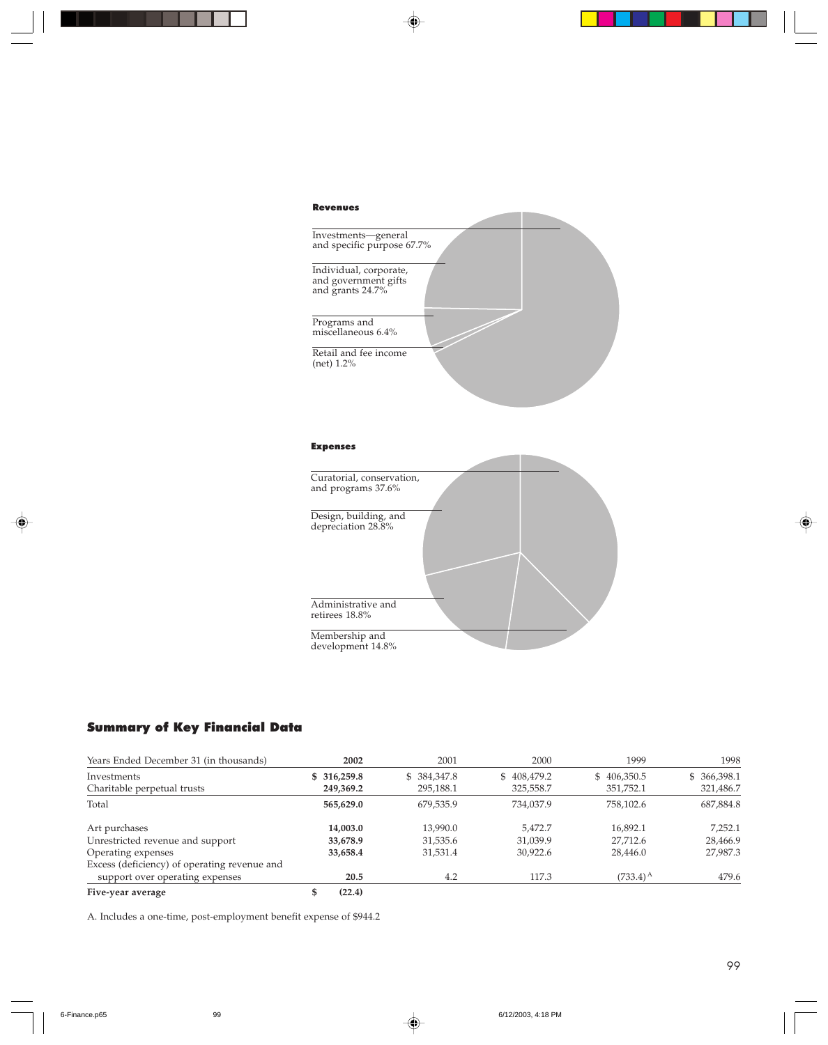**Revenues**

Investments—general and specific purpose 67.7%

Individual, corporate, and government gifts and grants 24.7%

Programs and miscellaneous 6.4%

Retail and fee income (net) 1.2%

**Expenses**

Curatorial, conservation, and programs 37.6%

Design, building, and depreciation 28.8%

Administrative and retirees 18.8%

Membership and development 14.8%

## Summary of Key Financial Data

| Years Ended December 31 (in thousands) | 2002 | 2001 | 2000 | 1999 | 1998 |
|---|---|---|---|---|---|
| Investments | **$ 316,259.8** | $ 384,347.8 | $ 408,479.2 | $ 406,350.5 | $ 366,398.1 |
| Charitable perpetual trusts | **249,369.2** | 295,188.1 | 325,558.7 | 351,752.1 | 321,486.7 |
| Total | **565,629.0** | 679,535.9 | 734,037.9 | 758,102.6 | 687,884.8 |
| Art purchases | **14,003.0** | 13,990.0 | 5,472.7 | 16,892.1 | 7,252.1 |
| Unrestricted revenue and support | **33,678.9** | 31,535.6 | 31,039.9 | 27,712.6 | 28,466.9 |
| Operating expenses | **33,658.4** | 31,531.4 | 30,922.6 | 28,446.0 | 27,987.3 |
| Excess (deficiency) of operating revenue and support over operating expenses | **20.5** | 4.2 | 117.3 | (733.4) [A] | 479.6 |
| **Five-year average** | **$ (22.4)** | | | | |

A. Includes a one-time, post-employment benefit expense of $944.2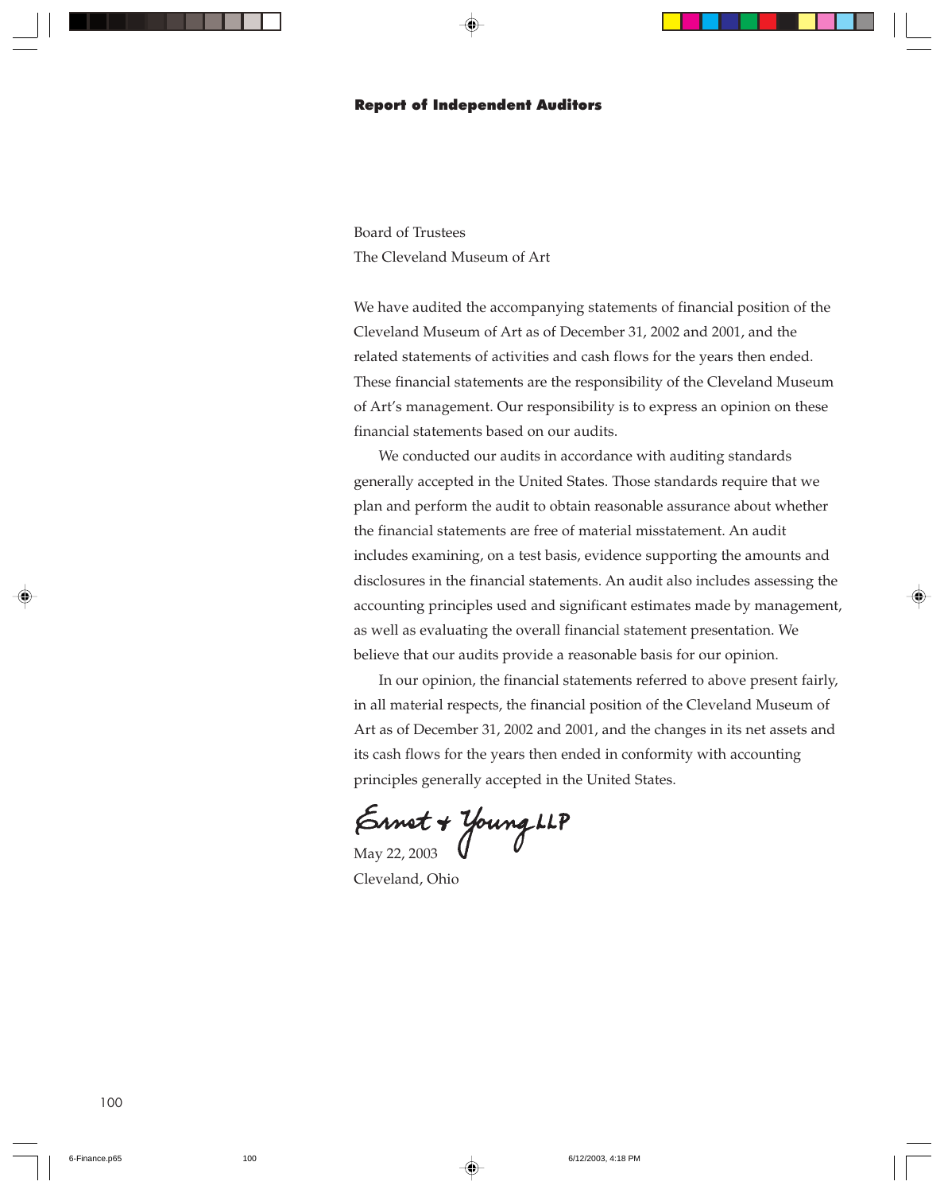## Report of Independent Auditors

Board of Trustees
The Cleveland Museum of Art

We have audited the accompanying statements of financial position of the Cleveland Museum of Art as of December 31, 2002 and 2001, and the related statements of activities and cash flows for the years then ended. These financial statements are the responsibility of the Cleveland Museum of Art's management. Our responsibility is to express an opinion on these financial statements based on our audits.

We conducted our audits in accordance with auditing standards generally accepted in the United States. Those standards require that we plan and perform the audit to obtain reasonable assurance about whether the financial statements are free of material misstatement. An audit includes examining, on a test basis, evidence supporting the amounts and disclosures in the financial statements. An audit also includes assessing the accounting principles used and significant estimates made by management, as well as evaluating the overall financial statement presentation. We believe that our audits provide a reasonable basis for our opinion.

In our opinion, the financial statements referred to above present fairly, in all material respects, the financial position of the Cleveland Museum of Art as of December 31, 2002 and 2001, and the changes in its net assets and its cash flows for the years then ended in conformity with accounting principles generally accepted in the United States.

Ernst & Young LLP

May 22, 2003
Cleveland, Ohio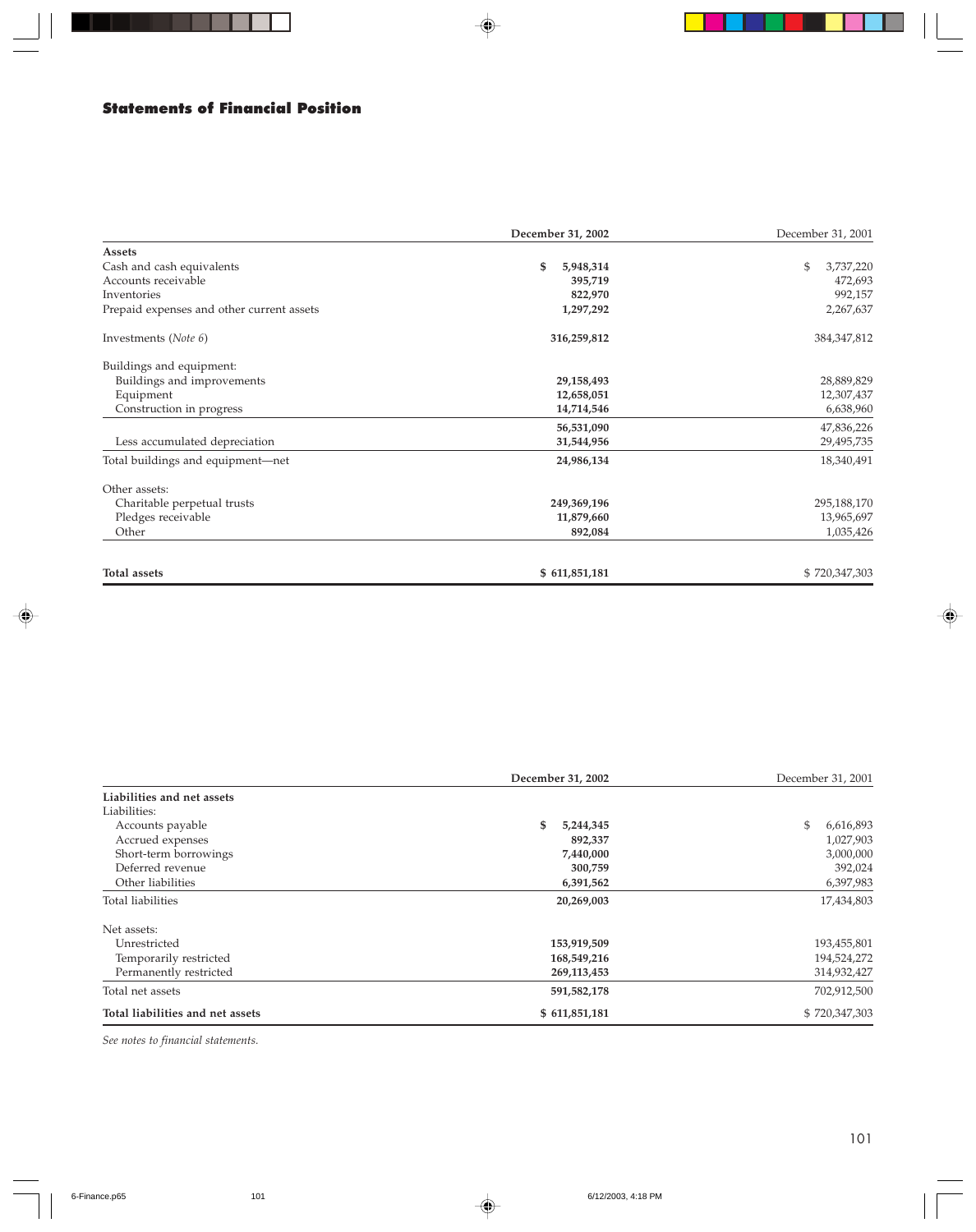## Statements of Financial Position

| | December 31, 2002 | December 31, 2001 |
|---|---|---|
| **Assets** | | |
| Cash and cash equivalents | **$ 5,948,314** | $ 3,737,220 |
| Accounts receivable | **395,719** | 472,693 |
| Inventories | **822,970** | 992,157 |
| Prepaid expenses and other current assets | **1,297,292** | 2,267,637 |
| Investments (*Note 6*) | **316,259,812** | 384,347,812 |
| Buildings and equipment: | | |
| Buildings and improvements | **29,158,493** | 28,889,829 |
| Equipment | **12,658,051** | 12,307,437 |
| Construction in progress | **14,714,546** | 6,638,960 |
| | **56,531,090** | 47,836,226 |
| Less accumulated depreciation | **31,544,956** | 29,495,735 |
| Total buildings and equipment—net | **24,986,134** | 18,340,491 |
| Other assets: | | |
| Charitable perpetual trusts | **249,369,196** | 295,188,170 |
| Pledges receivable | **11,879,660** | 13,965,697 |
| Other | **892,084** | 1,035,426 |
| **Total assets** | **$ 611,851,181** | $ 720,347,303 |

| | December 31, 2002 | December 31, 2001 |
|---|---|---|
| **Liabilities and net assets** | | |
| Liabilities: | | |
| Accounts payable | **$ 5,244,345** | $ 6,616,893 |
| Accrued expenses | **892,337** | 1,027,903 |
| Short-term borrowings | **7,440,000** | 3,000,000 |
| Deferred revenue | **300,759** | 392,024 |
| Other liabilities | **6,391,562** | 6,397,983 |
| Total liabilities | **20,269,003** | 17,434,803 |
| Net assets: | | |
| Unrestricted | **153,919,509** | 193,455,801 |
| Temporarily restricted | **168,549,216** | 194,524,272 |
| Permanently restricted | **269,113,453** | 314,932,427 |
| Total net assets | **591,582,178** | 702,912,500 |
| **Total liabilities and net assets** | **$ 611,851,181** | $ 720,347,303 |

*See notes to financial statements.*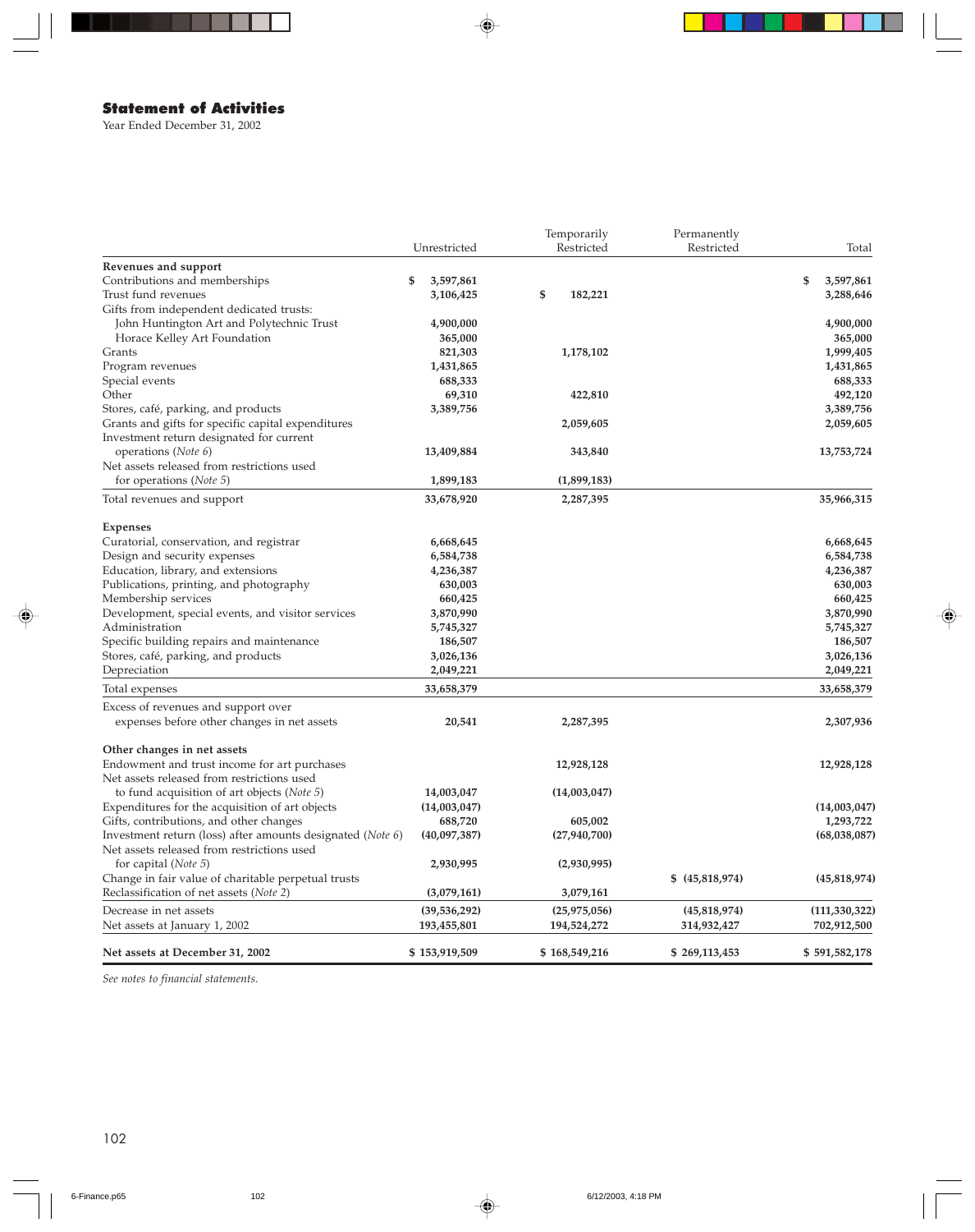## Statement of Activities

Year Ended December 31, 2002

| | Unrestricted | Temporarily Restricted | Permanently Restricted | Total |
|---|---|---|---|---|
| **Revenues and support** | | | | |
| Contributions and memberships | $ 3,597,861 | | | $ 3,597,861 |
| Trust fund revenues | 3,106,425 | $ 182,221 | | 3,288,646 |
| Gifts from independent dedicated trusts: | | | | |
| John Huntington Art and Polytechnic Trust | 4,900,000 | | | 4,900,000 |
| Horace Kelley Art Foundation | 365,000 | | | 365,000 |
| Grants | 821,303 | 1,178,102 | | 1,999,405 |
| Program revenues | 1,431,865 | | | 1,431,865 |
| Special events | 688,333 | | | 688,333 |
| Other | 69,310 | 422,810 | | 492,120 |
| Stores, café, parking, and products | 3,389,756 | | | 3,389,756 |
| Grants and gifts for specific capital expenditures | | 2,059,605 | | 2,059,605 |
| Investment return designated for current operations (*Note 6*) | 13,409,884 | 343,840 | | 13,753,724 |
| Net assets released from restrictions used for operations (*Note 5*) | 1,899,183 | (1,899,183) | | |
| Total revenues and support | 33,678,920 | 2,287,395 | | 35,966,315 |
| **Expenses** | | | | |
| Curatorial, conservation, and registrar | 6,668,645 | | | 6,668,645 |
| Design and security expenses | 6,584,738 | | | 6,584,738 |
| Education, library, and extensions | 4,236,387 | | | 4,236,387 |
| Publications, printing, and photography | 630,003 | | | 630,003 |
| Membership services | 660,425 | | | 660,425 |
| Development, special events, and visitor services | 3,870,990 | | | 3,870,990 |
| Administration | 5,745,327 | | | 5,745,327 |
| Specific building repairs and maintenance | 186,507 | | | 186,507 |
| Stores, café, parking, and products | 3,026,136 | | | 3,026,136 |
| Depreciation | 2,049,221 | | | 2,049,221 |
| Total expenses | 33,658,379 | | | 33,658,379 |
| Excess of revenues and support over expenses before other changes in net assets | 20,541 | 2,287,395 | | 2,307,936 |
| **Other changes in net assets** | | | | |
| Endowment and trust income for art purchases | | 12,928,128 | | 12,928,128 |
| Net assets released from restrictions used to fund acquisition of art objects (*Note 5*) | 14,003,047 | (14,003,047) | | |
| Expenditures for the acquisition of art objects | (14,003,047) | | | (14,003,047) |
| Gifts, contributions, and other changes | 688,720 | 605,002 | | 1,293,722 |
| Investment return (loss) after amounts designated (*Note 6*) | (40,097,387) | (27,940,700) | | (68,038,087) |
| Net assets released from restrictions used for capital (*Note 5*) | 2,930,995 | (2,930,995) | | |
| Change in fair value of charitable perpetual trusts | | | $ (45,818,974) | (45,818,974) |
| Reclassification of net assets (*Note 2*) | (3,079,161) | 3,079,161 | | |
| Decrease in net assets | (39,536,292) | (25,975,056) | (45,818,974) | (111,330,322) |
| Net assets at January 1, 2002 | 193,455,801 | 194,524,272 | 314,932,427 | 702,912,500 |
| **Net assets at December 31, 2002** | **$ 153,919,509** | **$ 168,549,216** | **$ 269,113,453** | **$ 591,582,178** |

*See notes to financial statements.*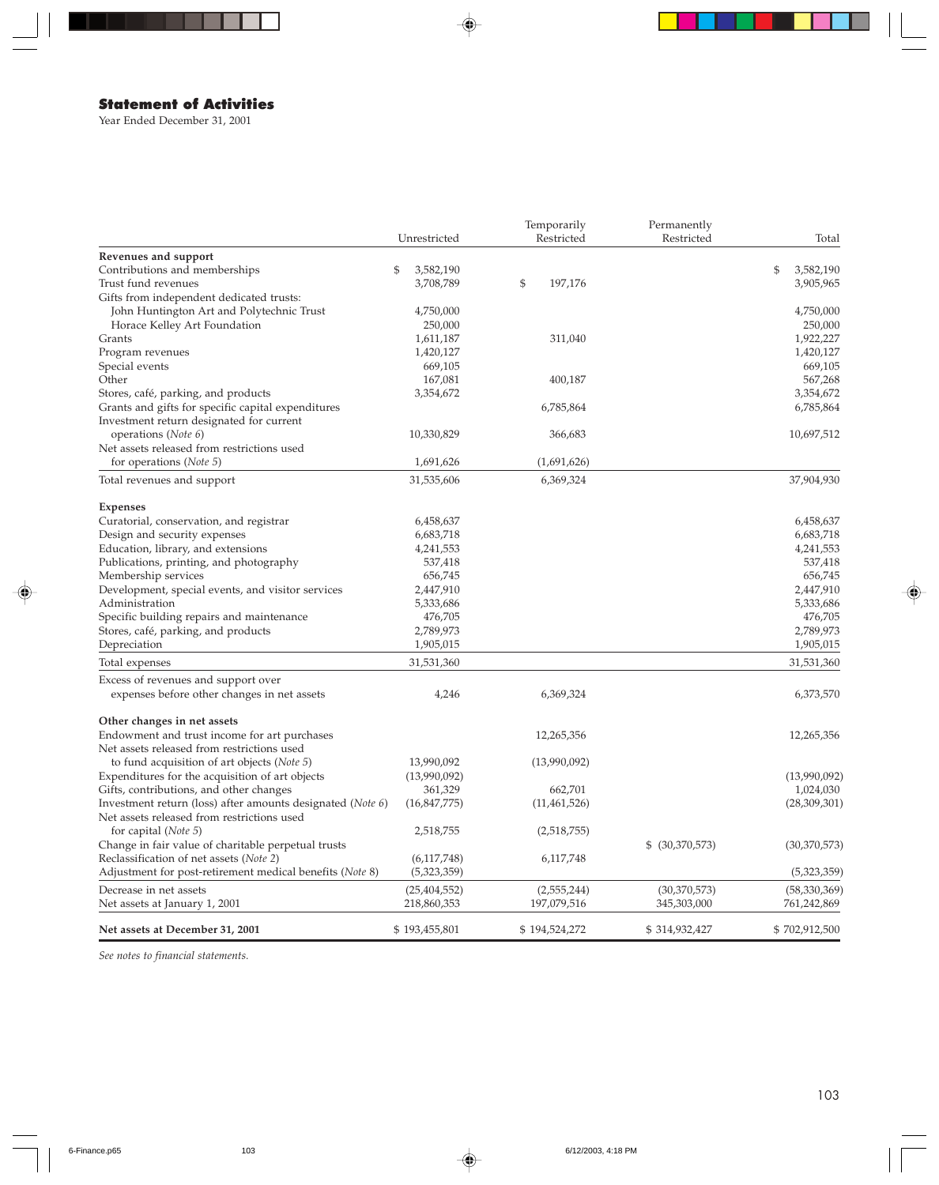## Statement of Activities

Year Ended December 31, 2001

| | Unrestricted | Temporarily Restricted | Permanently Restricted | Total |
|---|---|---|---|---|
| **Revenues and support** | | | | |
| Contributions and memberships | $ 3,582,190 | | | $ 3,582,190 |
| Trust fund revenues | 3,708,789 | $ 197,176 | | 3,905,965 |
| Gifts from independent dedicated trusts: | | | | |
| John Huntington Art and Polytechnic Trust | 4,750,000 | | | 4,750,000 |
| Horace Kelley Art Foundation | 250,000 | | | 250,000 |
| Grants | 1,611,187 | 311,040 | | 1,922,227 |
| Program revenues | 1,420,127 | | | 1,420,127 |
| Special events | 669,105 | | | 669,105 |
| Other | 167,081 | 400,187 | | 567,268 |
| Stores, café, parking, and products | 3,354,672 | | | 3,354,672 |
| Grants and gifts for specific capital expenditures | | 6,785,864 | | 6,785,864 |
| Investment return designated for current operations (*Note 6*) | 10,330,829 | 366,683 | | 10,697,512 |
| Net assets released from restrictions used for operations (*Note 5*) | 1,691,626 | (1,691,626) | | |
| Total revenues and support | 31,535,606 | 6,369,324 | | 37,904,930 |
| **Expenses** | | | | |
| Curatorial, conservation, and registrar | 6,458,637 | | | 6,458,637 |
| Design and security expenses | 6,683,718 | | | 6,683,718 |
| Education, library, and extensions | 4,241,553 | | | 4,241,553 |
| Publications, printing, and photography | 537,418 | | | 537,418 |
| Membership services | 656,745 | | | 656,745 |
| Development, special events, and visitor services | 2,447,910 | | | 2,447,910 |
| Administration | 5,333,686 | | | 5,333,686 |
| Specific building repairs and maintenance | 476,705 | | | 476,705 |
| Stores, café, parking, and products | 2,789,973 | | | 2,789,973 |
| Depreciation | 1,905,015 | | | 1,905,015 |
| Total expenses | 31,531,360 | | | 31,531,360 |
| Excess of revenues and support over expenses before other changes in net assets | 4,246 | 6,369,324 | | 6,373,570 |
| **Other changes in net assets** | | | | |
| Endowment and trust income for art purchases | | 12,265,356 | | 12,265,356 |
| Net assets released from restrictions used to fund acquisition of art objects (*Note 5*) | 13,990,092 | (13,990,092) | | |
| Expenditures for the acquisition of art objects | (13,990,092) | | | (13,990,092) |
| Gifts, contributions, and other changes | 361,329 | 662,701 | | 1,024,030 |
| Investment return (loss) after amounts designated (*Note 6*) | (16,847,775) | (11,461,526) | | (28,309,301) |
| Net assets released from restrictions used for capital (*Note 5*) | 2,518,755 | (2,518,755) | | |
| Change in fair value of charitable perpetual trusts | | | $ (30,370,573) | (30,370,573) |
| Reclassification of net assets (*Note 2*) | (6,117,748) | 6,117,748 | | |
| Adjustment for post-retirement medical benefits (*Note 8*) | (5,323,359) | | | (5,323,359) |
| Decrease in net assets | (25,404,552) | (2,555,244) | (30,370,573) | (58,330,369) |
| Net assets at January 1, 2001 | 218,860,353 | 197,079,516 | 345,303,000 | 761,242,869 |
| **Net assets at December 31, 2001** | $ 193,455,801 | $ 194,524,272 | $ 314,932,427 | $ 702,912,500 |

*See notes to financial statements.*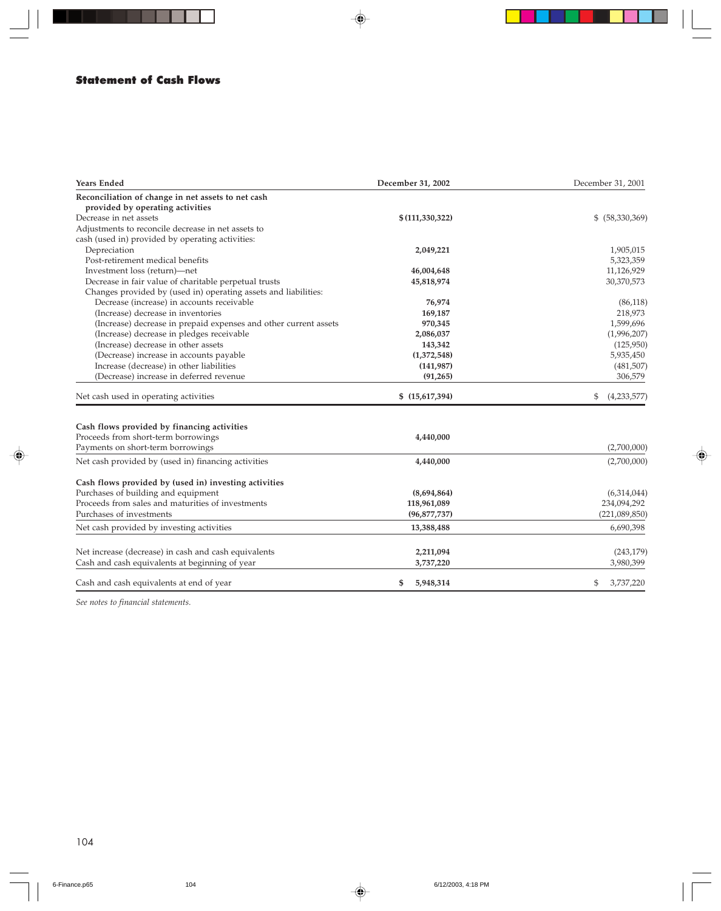## Statement of Cash Flows

| Years Ended | December 31, 2002 | December 31, 2001 |
|---|---|---|
| **Reconciliation of change in net assets to net cash provided by operating activities** | | |
| Decrease in net assets | **$ (111,330,322)** | $ (58,330,369) |
| Adjustments to reconcile decrease in net assets to cash (used in) provided by operating activities: | | |
| Depreciation | **2,049,221** | 1,905,015 |
| Post-retirement medical benefits | | 5,323,359 |
| Investment loss (return)—net | **46,004,648** | 11,126,929 |
| Decrease in fair value of charitable perpetual trusts | **45,818,974** | 30,370,573 |
| Changes provided by (used in) operating assets and liabilities: | | |
| Decrease (increase) in accounts receivable | **76,974** | (86,118) |
| (Increase) decrease in inventories | **169,187** | 218,973 |
| (Increase) decrease in prepaid expenses and other current assets | **970,345** | 1,599,696 |
| (Increase) decrease in pledges receivable | **2,086,037** | (1,996,207) |
| (Increase) decrease in other assets | **143,342** | (125,950) |
| (Decrease) increase in accounts payable | **(1,372,548)** | 5,935,450 |
| Increase (decrease) in other liabilities | **(141,987)** | (481,507) |
| (Decrease) increase in deferred revenue | **(91,265)** | 306,579 |
| Net cash used in operating activities | **$ (15,617,394)** | $ (4,233,577) |
| **Cash flows provided by financing activities** | | |
| Proceeds from short-term borrowings | **4,440,000** | |
| Payments on short-term borrowings | | (2,700,000) |
| Net cash provided by (used in) financing activities | **4,440,000** | (2,700,000) |
| **Cash flows provided by (used in) investing activities** | | |
| Purchases of building and equipment | **(8,694,864)** | (6,314,044) |
| Proceeds from sales and maturities of investments | **118,961,089** | 234,094,292 |
| Purchases of investments | **(96,877,737)** | (221,089,850) |
| Net cash provided by investing activities | **13,388,488** | 6,690,398 |
| Net increase (decrease) in cash and cash equivalents | **2,211,094** | (243,179) |
| Cash and cash equivalents at beginning of year | **3,737,220** | 3,980,399 |
| Cash and cash equivalents at end of year | **$ 5,948,314** | $ 3,737,220 |

*See notes to financial statements.*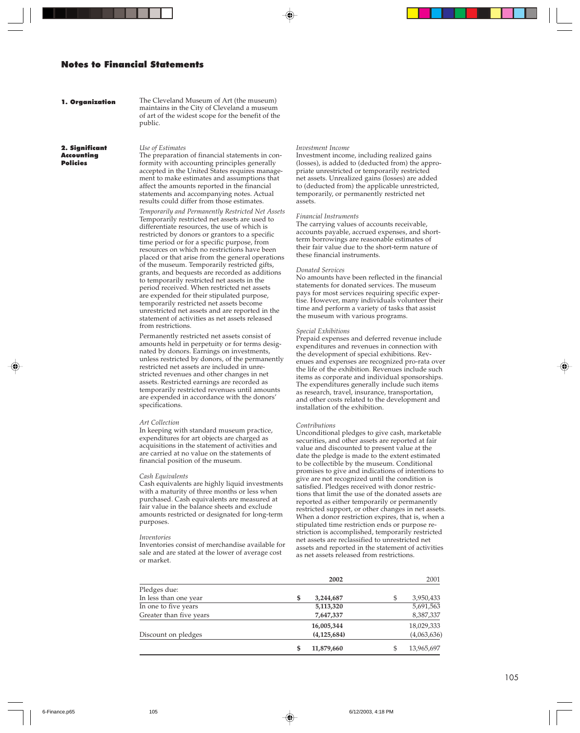# Notes to Financial Statements

## 1. Organization

The Cleveland Museum of Art (the museum) maintains in the City of Cleveland a museum of art of the widest scope for the benefit of the public.

## 2. Significant Accounting Policies

*Use of Estimates*

The preparation of financial statements in conformity with accounting principles generally accepted in the United States requires management to make estimates and assumptions that affect the amounts reported in the financial statements and accompanying notes. Actual results could differ from those estimates.

*Temporarily and Permanently Restricted Net Assets*

Temporarily restricted net assets are used to differentiate resources, the use of which is restricted by donors or grantors to a specific time period or for a specific purpose, from resources on which no restrictions have been placed or that arise from the general operations of the museum. Temporarily restricted gifts, grants, and bequests are recorded as additions to temporarily restricted net assets in the period received. When restricted net assets are expended for their stipulated purpose, temporarily restricted net assets become unrestricted net assets and are reported in the statement of activities as net assets released from restrictions.

Permanently restricted net assets consist of amounts held in perpetuity or for terms designated by donors. Earnings on investments, unless restricted by donors, of the permanently restricted net assets are included in unrestricted revenues and other changes in net assets. Restricted earnings are recorded as temporarily restricted revenues until amounts are expended in accordance with the donors' specifications.

*Art Collection*

In keeping with standard museum practice, expenditures for art objects are charged as acquisitions in the statement of activities and are carried at no value on the statements of financial position of the museum.

*Cash Equivalents*

Cash equivalents are highly liquid investments with a maturity of three months or less when purchased. Cash equivalents are measured at fair value in the balance sheets and exclude amounts restricted or designated for long-term purposes.

*Inventories*

Inventories consist of merchandise available for sale and are stated at the lower of average cost or market.

*Investment Income*

Investment income, including realized gains (losses), is added to (deducted from) the appropriate unrestricted or temporarily restricted net assets. Unrealized gains (losses) are added to (deducted from) the applicable unrestricted, temporarily, or permanently restricted net assets.

*Financial Instruments*

The carrying values of accounts receivable, accounts payable, accrued expenses, and short-term borrowings are reasonable estimates of their fair value due to the short-term nature of these financial instruments.

*Donated Services*

No amounts have been reflected in the financial statements for donated services. The museum pays for most services requiring specific expertise. However, many individuals volunteer their time and perform a variety of tasks that assist the museum with various programs.

*Special Exhibitions*

Prepaid expenses and deferred revenue include expenditures and revenues in connection with the development of special exhibitions. Revenues and expenses are recognized pro-rata over the life of the exhibition. Revenues include such items as corporate and individual sponsorships. The expenditures generally include such items as research, travel, insurance, transportation, and other costs related to the development and installation of the exhibition.

*Contributions*

Unconditional pledges to give cash, marketable securities, and other assets are reported at fair value and discounted to present value at the date the pledge is made to the extent estimated to be collectible by the museum. Conditional promises to give and indications of intentions to give are not recognized until the condition is satisfied. Pledges received with donor restrictions that limit the use of the donated assets are reported as either temporarily or permanently restricted support, or other changes in net assets. When a donor restriction expires, that is, when a stipulated time restriction ends or purpose restriction is accomplished, temporarily restricted net assets are reclassified to unrestricted net assets and reported in the statement of activities as net assets released from restrictions.

| | **2002** | 2001 |
|---|---|---|
| Pledges due: | | |
| In less than one year | **$ 3,244,687** | $ 3,950,433 |
| In one to five years | **5,113,320** | 5,691,563 |
| Greater than five years | **7,647,337** | 8,387,337 |
| | **16,005,344** | 18,029,333 |
| Discount on pledges | **(4,125,684)** | (4,063,636) |
| | **$ 11,879,660** | $ 13,965,697 |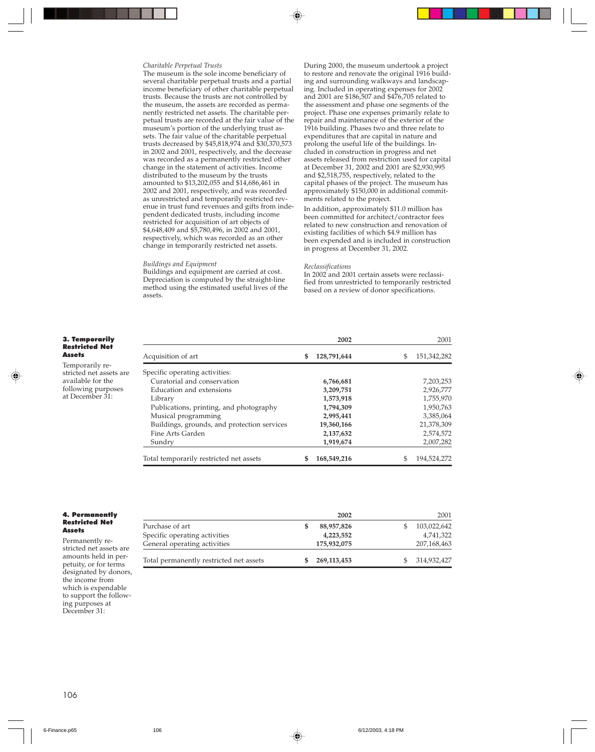*Charitable Perpetual Trusts*

The museum is the sole income beneficiary of several charitable perpetual trusts and a partial income beneficiary of other charitable perpetual trusts. Because the trusts are not controlled by the museum, the assets are recorded as permanently restricted net assets. The charitable perpetual trusts are recorded at the fair value of the museum's portion of the underlying trust assets. The fair value of the charitable perpetual trusts decreased by $45,818,974 and $30,370,573 in 2002 and 2001, respectively, and the decrease was recorded as a permanently restricted other change in the statement of activities. Income distributed to the museum by the trusts amounted to $13,202,055 and $14,686,461 in 2002 and 2001, respectively, and was recorded as unrestricted and temporarily restricted revenue in trust fund revenues and gifts from independent dedicated trusts, including income restricted for acquisition of art objects of $4,648,409 and $5,780,496, in 2002 and 2001, respectively, which was recorded as an other change in temporarily restricted net assets.

*Buildings and Equipment*

Buildings and equipment are carried at cost. Depreciation is computed by the straight-line method using the estimated useful lives of the assets.

During 2000, the museum undertook a project to restore and renovate the original 1916 building and surrounding walkways and landscaping. Included in operating expenses for 2002 and 2001 are $186,507 and $476,705 related to the assessment and phase one segments of the project. Phase one expenses primarily relate to repair and maintenance of the exterior of the 1916 building. Phases two and three relate to expenditures that are capital in nature and prolong the useful life of the buildings. Included in construction in progress and net assets released from restriction used for capital at December 31, 2002 and 2001 are $2,930,995 and $2,518,755, respectively, related to the capital phases of the project. The museum has approximately $150,000 in additional commitments related to the project.

In addition, approximately $11.0 million has been committed for architect/contractor fees related to new construction and renovation of existing facilities of which $4.9 million has been expended and is included in construction in progress at December 31, 2002.

*Reclassifications*

In 2002 and 2001 certain assets were reclassified from unrestricted to temporarily restricted based on a review of donor specifications.

### 3. Temporarily Restricted Net Assets

Temporarily restricted net assets are available for the following purposes at December 31:

| | **2002** | 2001 |
|---|---|---|
| Acquisition of art | **$ 128,791,644** | $ 151,342,282 |
| Specific operating activities: | | |
| Curatorial and conservation | **6,766,681** | 7,203,253 |
| Education and extensions | **3,209,751** | 2,926,777 |
| Library | **1,573,918** | 1,755,970 |
| Publications, printing, and photography | **1,794,309** | 1,950,763 |
| Musical programming | **2,995,441** | 3,385,064 |
| Buildings, grounds, and protection services | **19,360,166** | 21,378,309 |
| Fine Arts Garden | **2,137,632** | 2,574,572 |
| Sundry | **1,919,674** | 2,007,282 |
| Total temporarily restricted net assets | **$ 168,549,216** | $ 194,524,272 |

### 4. Permanently Restricted Net Assets

Permanently restricted net assets are amounts held in perpetuity, or for terms designated by donors, the income from which is expendable to support the following purposes at December 31:

| | **2002** | 2001 |
|---|---|---|
| Purchase of art | **$ 88,957,826** | $ 103,022,642 |
| Specific operating activities | **4,223,552** | 4,741,322 |
| General operating activities | **175,932,075** | 207,168,463 |
| Total permanently restricted net assets | **$ 269,113,453** | $ 314,932,427 |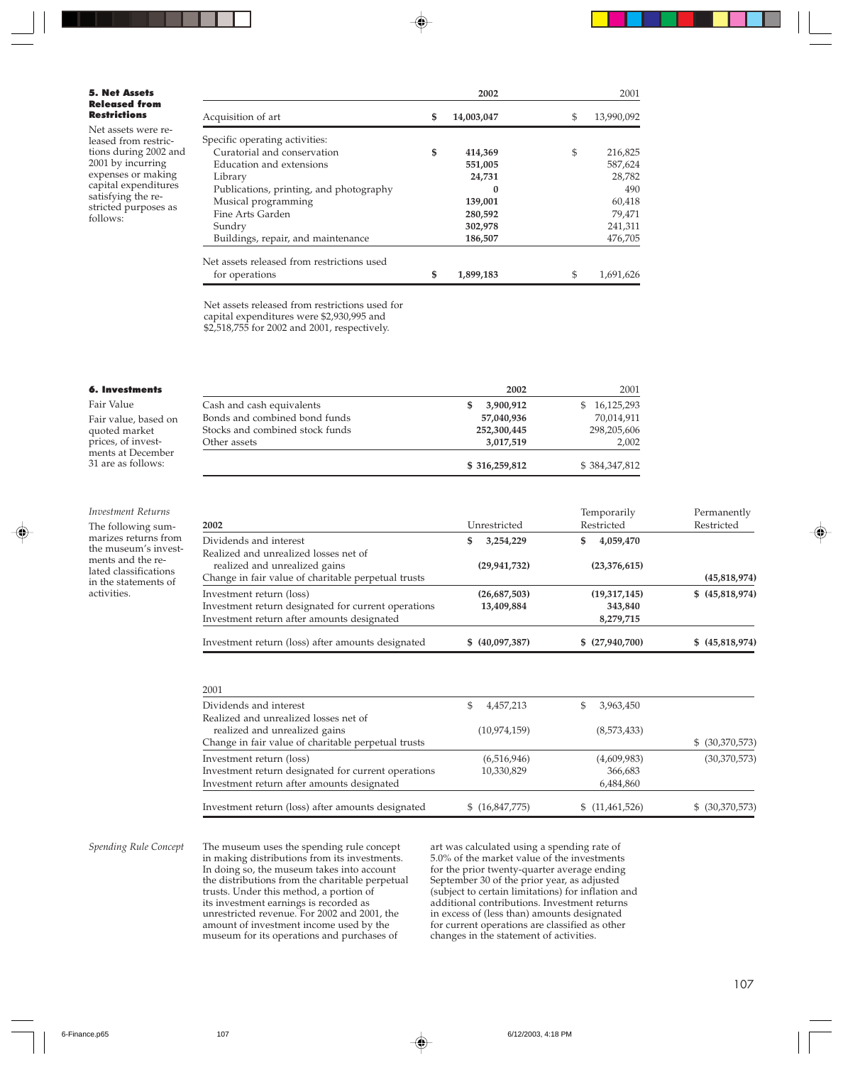### 5. Net Assets Released from Restrictions

Net assets were released from restrictions during 2002 and 2001 by incurring expenses or making capital expenditures satisfying the restricted purposes as follows:

| | 2002 | 2001 |
|---|---|---|
| Acquisition of art | **$ 14,003,047** | $ 13,990,092 |
| Specific operating activities: | | |
| Curatorial and conservation | **$ 414,369** | $ 216,825 |
| Education and extensions | **551,005** | 587,624 |
| Library | **24,731** | 28,782 |
| Publications, printing, and photography | **0** | 490 |
| Musical programming | **139,001** | 60,418 |
| Fine Arts Garden | **280,592** | 79,471 |
| Sundry | **302,978** | 241,311 |
| Buildings, repair, and maintenance | **186,507** | 476,705 |
| Net assets released from restrictions used for operations | **$ 1,899,183** | $ 1,691,626 |

Net assets released from restrictions used for capital expenditures were $2,930,995 and $2,518,755 for 2002 and 2001, respectively.

### 6. Investments

*Fair Value*

Fair value, based on quoted market prices, of investments at December 31 are as follows:

| | 2002 | 2001 |
|---|---|---|
| Cash and cash equivalents | **$ 3,900,912** | $ 16,125,293 |
| Bonds and combined bond funds | **57,040,936** | 70,014,911 |
| Stocks and combined stock funds | **252,300,445** | 298,205,606 |
| Other assets | **3,017,519** | 2,002 |
| | **$ 316,259,812** | $ 384,347,812 |

*Investment Returns*

The following summarizes returns from the museum's investments and the related classifications in the statements of activities.

| **2002** | Unrestricted | Temporarily Restricted | Permanently Restricted |
|---|---|---|---|
| Dividends and interest | **$ 3,254,229** | **$ 4,059,470** | |
| Realized and unrealized losses net of realized and unrealized gains | **(29,941,732)** | **(23,376,615)** | |
| Change in fair value of charitable perpetual trusts | | | **(45,818,974)** |
| Investment return (loss) | **(26,687,503)** | **(19,317,145)** | **$ (45,818,974)** |
| Investment return designated for current operations | **13,409,884** | **343,840** | |
| Investment return after amounts designated | | **8,279,715** | |
| Investment return (loss) after amounts designated | **$ (40,097,387)** | **$ (27,940,700)** | **$ (45,818,974)** |

| 2001 | Unrestricted | Temporarily Restricted | Permanently Restricted |
|---|---|---|---|
| Dividends and interest | $ 4,457,213 | $ 3,963,450 | |
| Realized and unrealized losses net of realized and unrealized gains | (10,974,159) | (8,573,433) | |
| Change in fair value of charitable perpetual trusts | | | $ (30,370,573) |
| Investment return (loss) | (6,516,946) | (4,609,983) | (30,370,573) |
| Investment return designated for current operations | 10,330,829 | 366,683 | |
| Investment return after amounts designated | | 6,484,860 | |
| Investment return (loss) after amounts designated | $ (16,847,775) | $ (11,461,526) | $ (30,370,573) |

*Spending Rule Concept*

The museum uses the spending rule concept in making distributions from its investments. In doing so, the museum takes into account the distributions from the charitable perpetual trusts. Under this method, a portion of its investment earnings is recorded as unrestricted revenue. For 2002 and 2001, the amount of investment income used by the museum for its operations and purchases of art was calculated using a spending rate of 5.0% of the market value of the investments for the prior twenty-quarter average ending September 30 of the prior year, as adjusted (subject to certain limitations) for inflation and additional contributions. Investment returns in excess of (less than) amounts designated for current operations are classified as other changes in the statement of activities.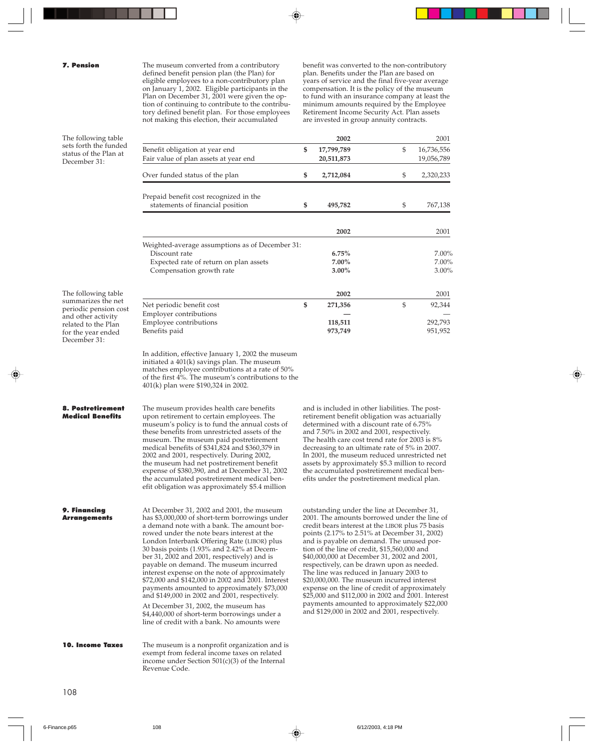## 7. Pension

The museum converted from a contributory defined benefit pension plan (the Plan) for eligible employees to a non-contributory plan on January 1, 2002. Eligible participants in the Plan on December 31, 2001 were given the option of continuing to contribute to the contributory defined benefit plan. For those employees not making this election, their accumulated benefit was converted to the non-contributory plan. Benefits under the Plan are based on years of service and the final five-year average compensation. It is the policy of the museum to fund with an insurance company at least the minimum amounts required by the Employee Retirement Income Security Act. Plan assets are invested in group annuity contracts.

The following table sets forth the funded status of the Plan at December 31:

| | 2002 | 2001 |
|---|---|---|
| Benefit obligation at year end | **$ 17,799,789** | $ 16,736,556 |
| Fair value of plan assets at year end | **20,511,873** | 19,056,789 |
| Over funded status of the plan | **$ 2,712,084** | $ 2,320,233 |
| Prepaid benefit cost recognized in the statements of financial position | **$ 495,782** | $ 767,138 |

| | 2002 | 2001 |
|---|---|---|
| Weighted-average assumptions as of December 31: | | |
| Discount rate | **6.75%** | 7.00% |
| Expected rate of return on plan assets | **7.00%** | 7.00% |
| Compensation growth rate | **3.00%** | 3.00% |

The following table summarizes the net periodic pension cost and other activity related to the Plan for the year ended December 31:

| | 2002 | 2001 |
|---|---|---|
| Net periodic benefit cost | **$ 271,356** | $ 92,344 |
| Employer contributions | **—** | — |
| Employee contributions | **118,511** | 292,793 |
| Benefits paid | **973,749** | 951,952 |

In addition, effective January 1, 2002 the museum initiated a 401(k) savings plan. The museum matches employee contributions at a rate of 50% of the first 4%. The museum's contributions to the 401(k) plan were $190,324 in 2002.

## 8. Postretirement Medical Benefits

The museum provides health care benefits upon retirement to certain employees. The museum's policy is to fund the annual costs of these benefits from unrestricted assets of the museum. The museum paid postretirement medical benefits of $341,824 and $360,379 in 2002 and 2001, respectively. During 2002, the museum had net postretirement benefit expense of $380,390, and at December 31, 2002 the accumulated postretirement medical benefit obligation was approximately $5.4 million and is included in other liabilities. The postretirement benefit obligation was actuarially determined with a discount rate of 6.75% and 7.50% in 2002 and 2001, respectively. The health care cost trend rate for 2003 is 8% decreasing to an ultimate rate of 5% in 2007. In 2001, the museum reduced unrestricted net assets by approximately $5.3 million to record the accumulated postretirement medical benefits under the postretirement medical plan.

## 9. Financing Arrangements

At December 31, 2002 and 2001, the museum has $3,000,000 of short-term borrowings under a demand note with a bank. The amount borrowed under the note bears interest at the London Interbank Offering Rate (LIBOR) plus 30 basis points (1.93% and 2.42% at December 31, 2002 and 2001, respectively) and is payable on demand. The museum incurred interest expense on the note of approximately $72,000 and $142,000 in 2002 and 2001. Interest payments amounted to approximately $73,000 and $149,000 in 2002 and 2001, respectively.

At December 31, 2002, the museum has $4,440,000 of short-term borrowings under a line of credit with a bank. No amounts were outstanding under the line at December 31, 2001. The amounts borrowed under the line of credit bears interest at the LIBOR plus 75 basis points (2.17% to 2.51% at December 31, 2002) and is payable on demand. The unused portion of the line of credit, $15,560,000 and $40,000,000 at December 31, 2002 and 2001, respectively, can be drawn upon as needed. The line was reduced in January 2003 to $20,000,000. The museum incurred interest expense on the line of credit of approximately $25,000 and $112,000 in 2002 and 2001. Interest payments amounted to approximately $22,000 and $129,000 in 2002 and 2001, respectively.

## 10. Income Taxes

The museum is a nonprofit organization and is exempt from federal income taxes on related income under Section 501(c)(3) of the Internal Revenue Code.